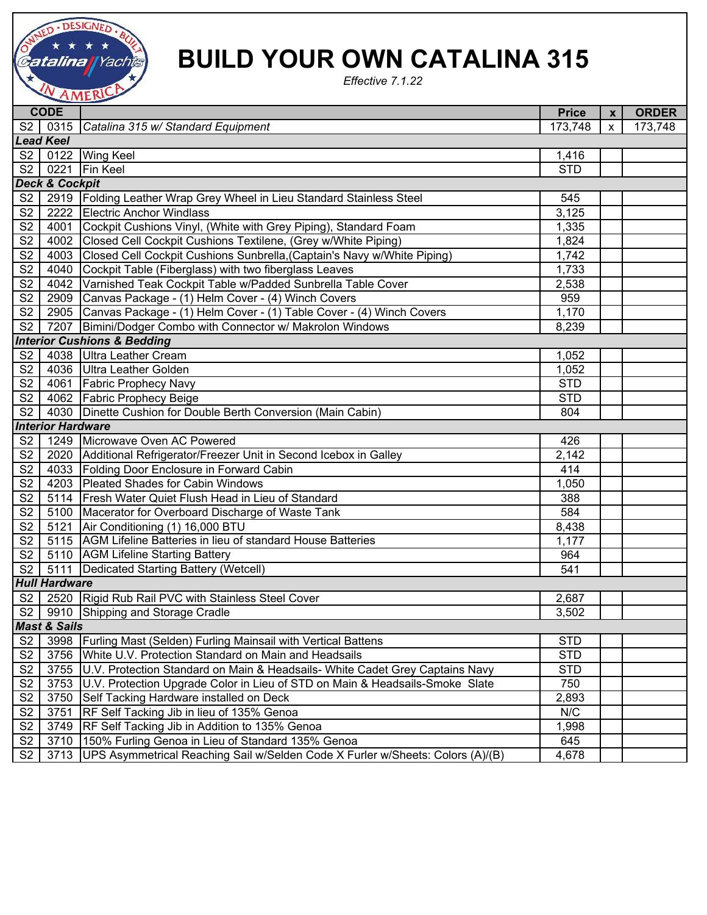# BUILD YOUR OWN CATALINA 315

*Effective 7.1.22*

| CODE | | | Price | x | ORDER |
|---|---|---|---|---|---|
| S2 | 0315 | *Catalina 315 w/ Standard Equipment* | 173,748 | x | 173,748 |
| ***Lead Keel*** | | | | | |
| S2 | 0122 | Wing Keel | 1,416 | | |
| S2 | 0221 | Fin Keel | STD | | |
| ***Deck & Cockpit*** | | | | | |
| S2 | 2919 | Folding Leather Wrap Grey Wheel in Lieu Standard Stainless Steel | 545 | | |
| S2 | 2222 | Electric Anchor Windlass | 3,125 | | |
| S2 | 4001 | Cockpit Cushions Vinyl, (White with Grey Piping), Standard Foam | 1,335 | | |
| S2 | 4002 | Closed Cell Cockpit Cushions Textilene, (Grey w/White Piping) | 1,824 | | |
| S2 | 4003 | Closed Cell Cockpit Cushions Sunbrella,(Captain's Navy w/White Piping) | 1,742 | | |
| S2 | 4040 | Cockpit Table (Fiberglass) with two fiberglass Leaves | 1,733 | | |
| S2 | 4042 | Varnished Teak Cockpit Table w/Padded Sunbrella Table Cover | 2,538 | | |
| S2 | 2909 | Canvas Package - (1) Helm Cover - (4) Winch Covers | 959 | | |
| S2 | 2905 | Canvas Package - (1) Helm Cover - (1) Table Cover - (4) Winch Covers | 1,170 | | |
| S2 | 7207 | Bimini/Dodger Combo with Connector w/ Makrolon Windows | 8,239 | | |
| ***Interior Cushions & Bedding*** | | | | | |
| S2 | 4038 | Ultra Leather Cream | 1,052 | | |
| S2 | 4036 | Ultra Leather Golden | 1,052 | | |
| S2 | 4061 | Fabric Prophecy Navy | STD | | |
| S2 | 4062 | Fabric Prophecy Beige | STD | | |
| S2 | 4030 | Dinette Cushion for Double Berth Conversion (Main Cabin) | 804 | | |
| ***Interior Hardware*** | | | | | |
| S2 | 1249 | Microwave Oven AC Powered | 426 | | |
| S2 | 2020 | Additional Refrigerator/Freezer Unit in Second Icebox in Galley | 2,142 | | |
| S2 | 4033 | Folding Door Enclosure in Forward Cabin | 414 | | |
| S2 | 4203 | Pleated Shades for Cabin Windows | 1,050 | | |
| S2 | 5114 | Fresh Water Quiet Flush Head in Lieu of Standard | 388 | | |
| S2 | 5100 | Macerator for Overboard Discharge of Waste Tank | 584 | | |
| S2 | 5121 | Air Conditioning (1) 16,000 BTU | 8,438 | | |
| S2 | 5115 | AGM Lifeline Batteries in lieu of standard House Batteries | 1,177 | | |
| S2 | 5110 | AGM Lifeline Starting Battery | 964 | | |
| S2 | 5111 | Dedicated Starting Battery (Wetcell) | 541 | | |
| ***Hull Hardware*** | | | | | |
| S2 | 2520 | Rigid Rub Rail PVC with Stainless Steel Cover | 2,687 | | |
| S2 | 9910 | Shipping and Storage Cradle | 3,502 | | |
| ***Mast & Sails*** | | | | | |
| S2 | 3998 | Furling Mast (Selden) Furling Mainsail with Vertical Battens | STD | | |
| S2 | 3756 | White U.V. Protection Standard on Main and Headsails | STD | | |
| S2 | 3755 | U.V. Protection Standard on Main & Headsails- White Cadet Grey Captains Navy | STD | | |
| S2 | 3753 | U.V. Protection Upgrade Color in Lieu of STD on Main & Headsails-Smoke Slate | 750 | | |
| S2 | 3750 | Self Tacking Hardware installed on Deck | 2,893 | | |
| S2 | 3751 | RF Self Tacking Jib in lieu of 135% Genoa | N/C | | |
| S2 | 3749 | RF Self Tacking Jib in Addition to 135% Genoa | 1,998 | | |
| S2 | 3710 | 150% Furling Genoa in Lieu of Standard 135% Genoa | 645 | | |
| S2 | 3713 | UPS Asymmetrical Reaching Sail w/Selden Code X Furler w/Sheets: Colors (A)/(B) | 4,678 | | |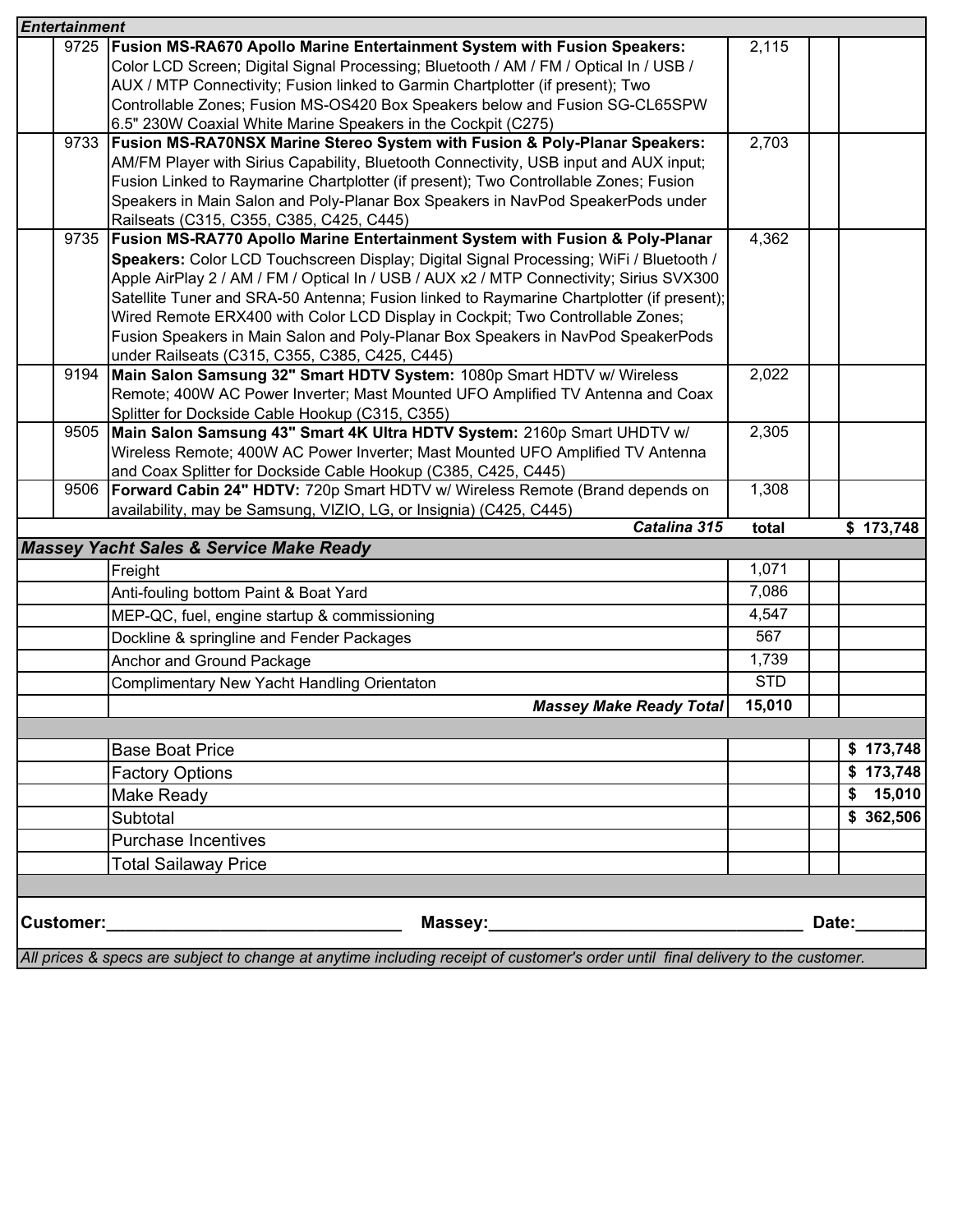| | | | | | |
|---|---|---|---|---|---|
| ***Entertainment*** | | | | | |
| | 9725 | **Fusion MS-RA670 Apollo Marine Entertainment System with Fusion Speakers:** Color LCD Screen; Digital Signal Processing; Bluetooth / AM / FM / Optical In / USB / AUX / MTP Connectivity; Fusion linked to Garmin Chartplotter (if present); Two Controllable Zones; Fusion MS-OS420 Box Speakers below and Fusion SG-CL65SPW 6.5" 230W Coaxial White Marine Speakers in the Cockpit (C275) | 2,115 | | |
| | 9733 | **Fusion MS-RA70NSX Marine Stereo System with Fusion & Poly-Planar Speakers:** AM/FM Player with Sirius Capability, Bluetooth Connectivity, USB input and AUX input; Fusion Linked to Raymarine Chartplotter (if present); Two Controllable Zones; Fusion Speakers in Main Salon and Poly-Planar Box Speakers in NavPod SpeakerPods under Railseats (C315, C355, C385, C425, C445) | 2,703 | | |
| | 9735 | **Fusion MS-RA770 Apollo Marine Entertainment System with Fusion & Poly-Planar Speakers:** Color LCD Touchscreen Display; Digital Signal Processing; WiFi / Bluetooth / Apple AirPlay 2 / AM / FM / Optical In / USB / AUX x2 / MTP Connectivity; Sirius SVX300 Satellite Tuner and SRA-50 Antenna; Fusion linked to Raymarine Chartplotter (if present); Wired Remote ERX400 with Color LCD Display in Cockpit; Two Controllable Zones; Fusion Speakers in Main Salon and Poly-Planar Box Speakers in NavPod SpeakerPods under Railseats (C315, C355, C385, C425, C445) | 4,362 | | |
| | 9194 | **Main Salon Samsung 32" Smart HDTV System:** 1080p Smart HDTV w/ Wireless Remote; 400W AC Power Inverter; Mast Mounted UFO Amplified TV Antenna and Coax Splitter for Dockside Cable Hookup (C315, C355) | 2,022 | | |
| | 9505 | **Main Salon Samsung 43" Smart 4K Ultra HDTV System:** 2160p Smart UHDTV w/ Wireless Remote; 400W AC Power Inverter; Mast Mounted UFO Amplified TV Antenna and Coax Splitter for Dockside Cable Hookup (C385, C425, C445) | 2,305 | | |
| | 9506 | **Forward Cabin 24" HDTV:** 720p Smart HDTV w/ Wireless Remote (Brand depends on availability, may be Samsung, VIZIO, LG, or Insignia) (C425, C445) | 1,308 | | |
| | | ***Catalina 315*** | **total** | | **$ 173,748** |
| ***Massey Yacht Sales & Service Make Ready*** | | | | | |
| | | Freight | 1,071 | | |
| | | Anti-fouling bottom Paint & Boat Yard | 7,086 | | |
| | | MEP-QC, fuel, engine startup & commissioning | 4,547 | | |
| | | Dockline & springline and Fender Packages | 567 | | |
| | | Anchor and Ground Package | 1,739 | | |
| | | Complimentary New Yacht Handling Orientaton | STD | | |
| | | ***Massey Make Ready Total*** | **15,010** | | |
| | | Base Boat Price | | | **$ 173,748** |
| | | Factory Options | | | **$ 173,748** |
| | | Make Ready | | | **$ 15,010** |
| | | Subtotal | | | **$ 362,506** |
| | | Purchase Incentives | | | |
| | | Total Sailaway Price | | | |

**Customer:**_______________________________ **Massey:**__________________________________ **Date:**_______

*All prices & specs are subject to change at anytime including receipt of customer's order until final delivery to the customer.*